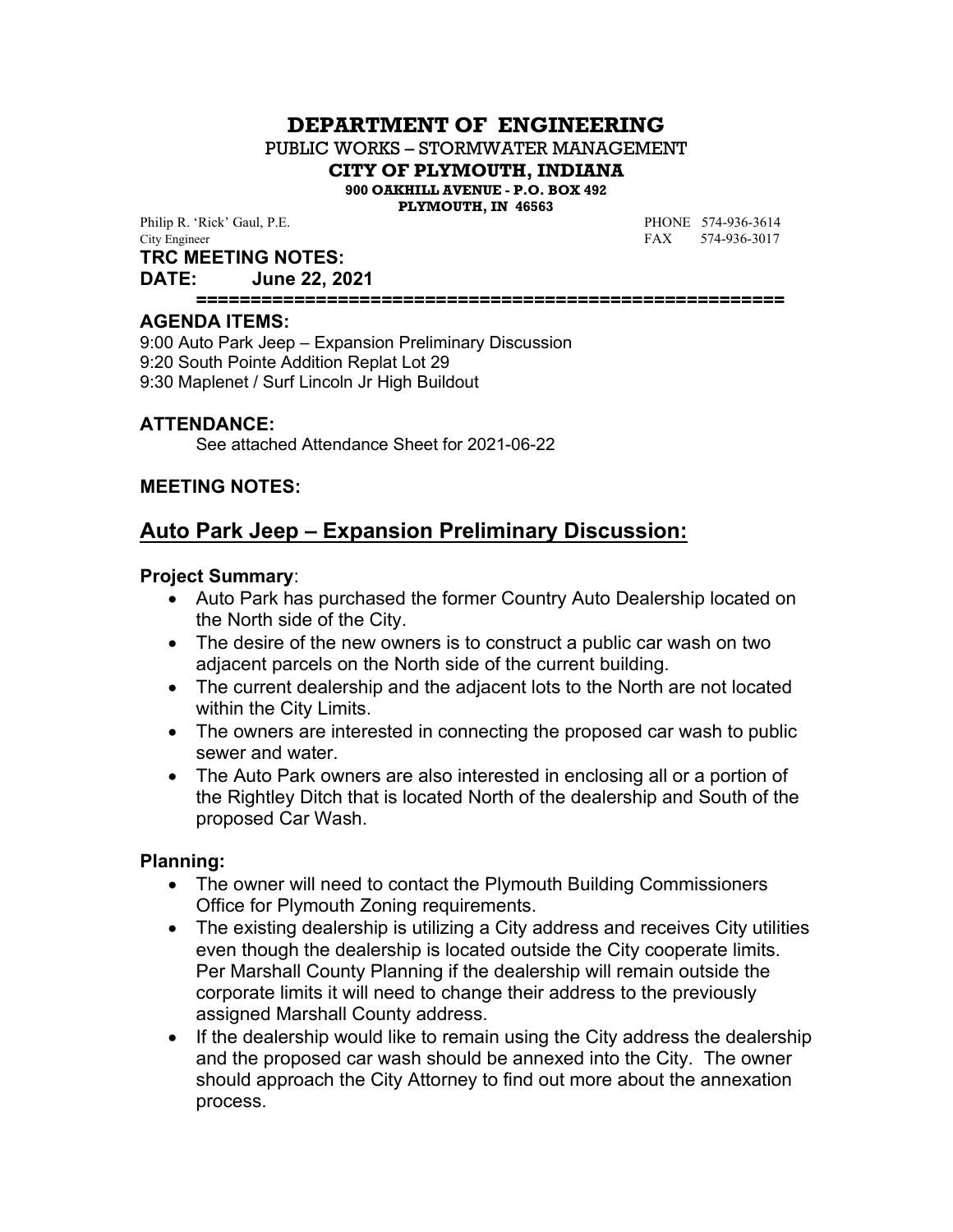# DEPARTMENT OF ENGINEERING

PUBLIC WORKS – STORMWATER MANAGEMENT

**CITY OF PLYMOUTH, INDIANA**

**900 OAKHILL AVENUE - P.O. BOX 492**

**PLYMOUTH, IN 46563**

Philip R. 'Rick' Gaul, P.E. — PHONE 574-936-3614

City Engineer — FAX 574-936-3017

**TRC MEETING NOTES:**

**DATE: June 22, 2021**

=====================================================

**AGENDA ITEMS:**

9:00 Auto Park Jeep – Expansion Preliminary Discussion
9:20 South Pointe Addition Replat Lot 29
9:30 Maplenet / Surf Lincoln Jr High Buildout

**ATTENDANCE:**

See attached Attendance Sheet for 2021-06-22

**MEETING NOTES:**

## Auto Park Jeep – Expansion Preliminary Discussion:

**Project Summary**:

- Auto Park has purchased the former Country Auto Dealership located on the North side of the City.
- The desire of the new owners is to construct a public car wash on two adjacent parcels on the North side of the current building.
- The current dealership and the adjacent lots to the North are not located within the City Limits.
- The owners are interested in connecting the proposed car wash to public sewer and water.
- The Auto Park owners are also interested in enclosing all or a portion of the Rightley Ditch that is located North of the dealership and South of the proposed Car Wash.

**Planning:**

- The owner will need to contact the Plymouth Building Commissioners Office for Plymouth Zoning requirements.
- The existing dealership is utilizing a City address and receives City utilities even though the dealership is located outside the City cooperate limits. Per Marshall County Planning if the dealership will remain outside the corporate limits it will need to change their address to the previously assigned Marshall County address.
- If the dealership would like to remain using the City address the dealership and the proposed car wash should be annexed into the City. The owner should approach the City Attorney to find out more about the annexation process.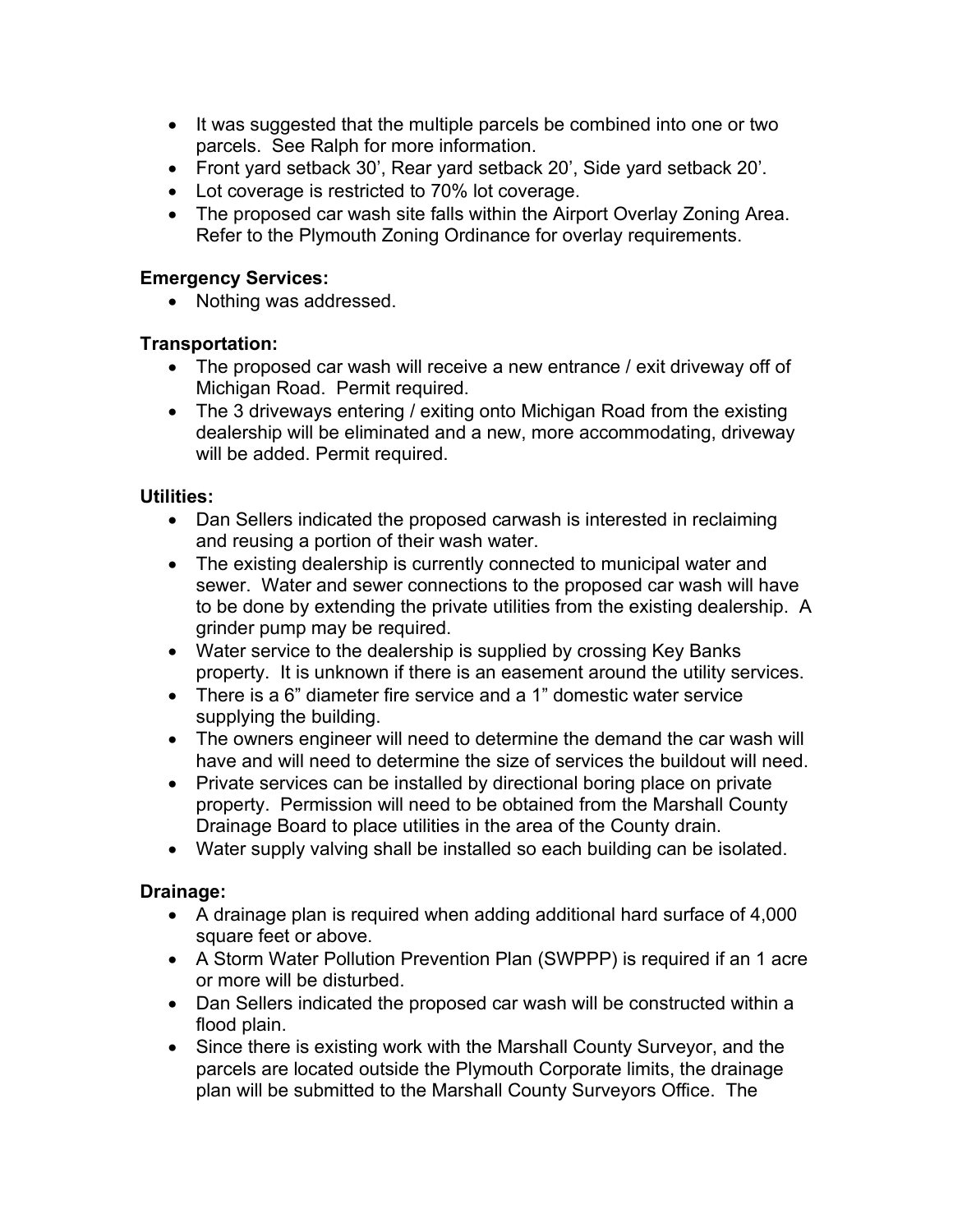- It was suggested that the multiple parcels be combined into one or two parcels. See Ralph for more information.
- Front yard setback 30', Rear yard setback 20', Side yard setback 20'.
- Lot coverage is restricted to 70% lot coverage.
- The proposed car wash site falls within the Airport Overlay Zoning Area. Refer to the Plymouth Zoning Ordinance for overlay requirements.

**Emergency Services:**

- Nothing was addressed.

**Transportation:**

- The proposed car wash will receive a new entrance / exit driveway off of Michigan Road. Permit required.
- The 3 driveways entering / exiting onto Michigan Road from the existing dealership will be eliminated and a new, more accommodating, driveway will be added. Permit required.

**Utilities:**

- Dan Sellers indicated the proposed carwash is interested in reclaiming and reusing a portion of their wash water.
- The existing dealership is currently connected to municipal water and sewer. Water and sewer connections to the proposed car wash will have to be done by extending the private utilities from the existing dealership. A grinder pump may be required.
- Water service to the dealership is supplied by crossing Key Banks property. It is unknown if there is an easement around the utility services.
- There is a 6" diameter fire service and a 1" domestic water service supplying the building.
- The owners engineer will need to determine the demand the car wash will have and will need to determine the size of services the buildout will need.
- Private services can be installed by directional boring place on private property. Permission will need to be obtained from the Marshall County Drainage Board to place utilities in the area of the County drain.
- Water supply valving shall be installed so each building can be isolated.

**Drainage:**

- A drainage plan is required when adding additional hard surface of 4,000 square feet or above.
- A Storm Water Pollution Prevention Plan (SWPPP) is required if an 1 acre or more will be disturbed.
- Dan Sellers indicated the proposed car wash will be constructed within a flood plain.
- Since there is existing work with the Marshall County Surveyor, and the parcels are located outside the Plymouth Corporate limits, the drainage plan will be submitted to the Marshall County Surveyors Office. The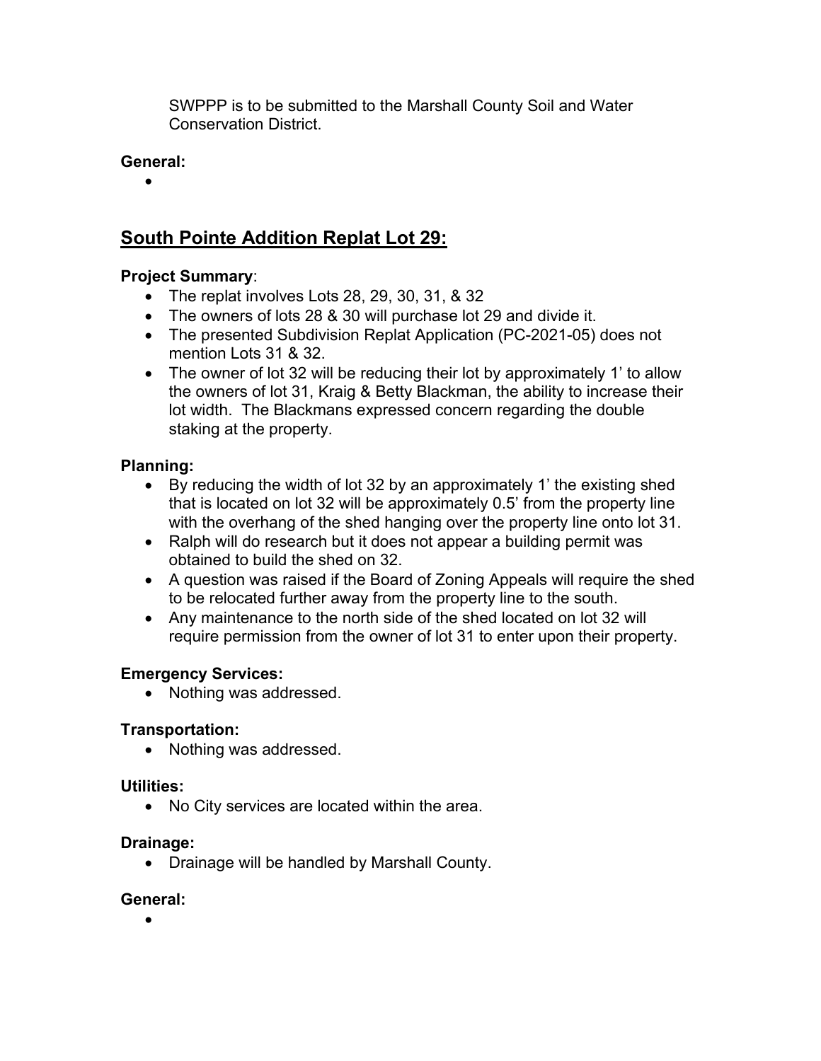SWPPP is to be submitted to the Marshall County Soil and Water Conservation District.

**General:**

- 

## South Pointe Addition Replat Lot 29:

**Project Summary**:

- The replat involves Lots 28, 29, 30, 31, & 32
- The owners of lots 28 & 30 will purchase lot 29 and divide it.
- The presented Subdivision Replat Application (PC-2021-05) does not mention Lots 31 & 32.
- The owner of lot 32 will be reducing their lot by approximately 1' to allow the owners of lot 31, Kraig & Betty Blackman, the ability to increase their lot width. The Blackmans expressed concern regarding the double staking at the property.

**Planning:**

- By reducing the width of lot 32 by an approximately 1' the existing shed that is located on lot 32 will be approximately 0.5' from the property line with the overhang of the shed hanging over the property line onto lot 31.
- Ralph will do research but it does not appear a building permit was obtained to build the shed on 32.
- A question was raised if the Board of Zoning Appeals will require the shed to be relocated further away from the property line to the south.
- Any maintenance to the north side of the shed located on lot 32 will require permission from the owner of lot 31 to enter upon their property.

**Emergency Services:**

- Nothing was addressed.

**Transportation:**

- Nothing was addressed.

**Utilities:**

- No City services are located within the area.

**Drainage:**

- Drainage will be handled by Marshall County.

**General:**

-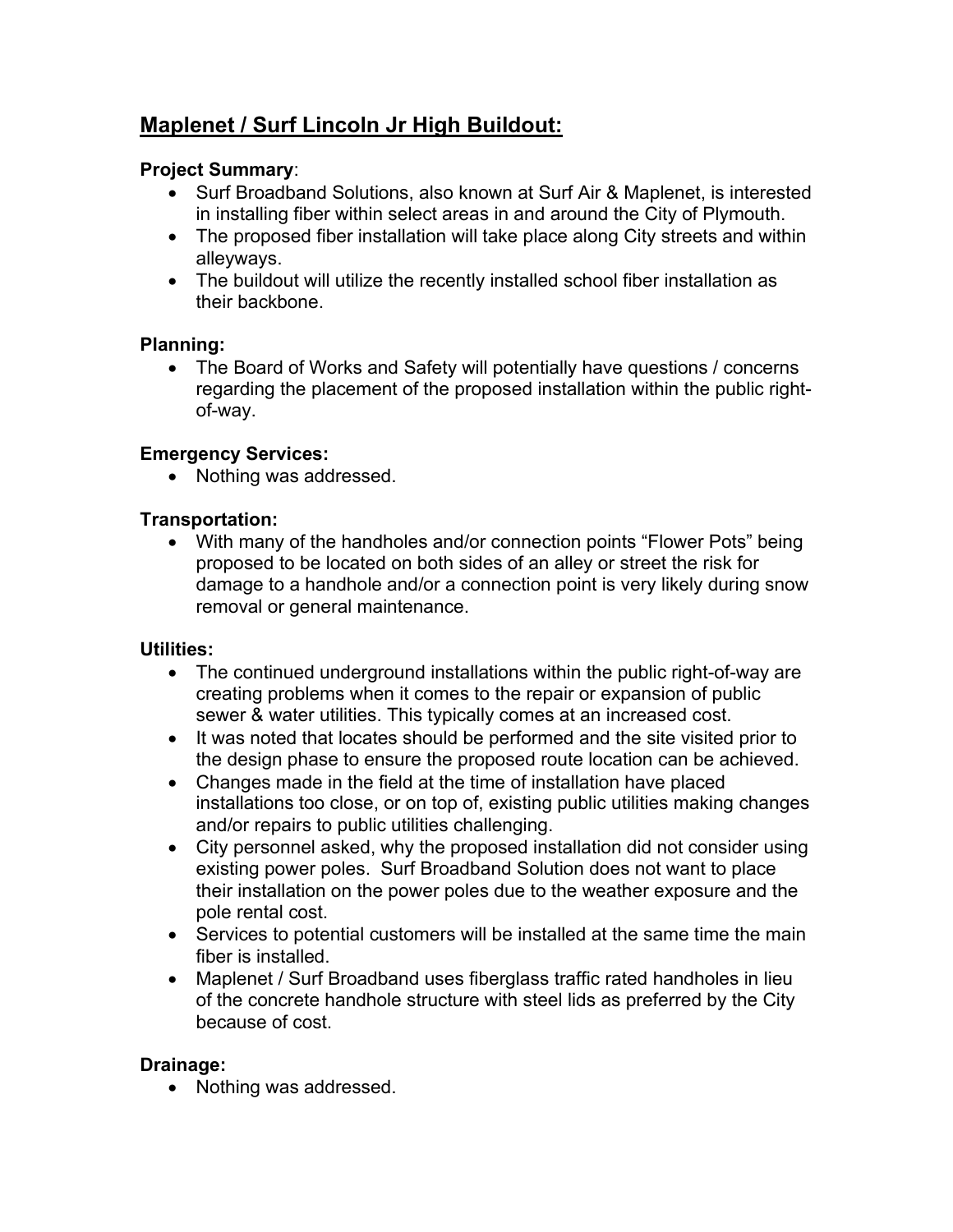## Maplenet / Surf Lincoln Jr High Buildout:

**Project Summary**:

- Surf Broadband Solutions, also known at Surf Air & Maplenet, is interested in installing fiber within select areas in and around the City of Plymouth.
- The proposed fiber installation will take place along City streets and within alleyways.
- The buildout will utilize the recently installed school fiber installation as their backbone.

**Planning:**

- The Board of Works and Safety will potentially have questions / concerns regarding the placement of the proposed installation within the public right-of-way.

**Emergency Services:**

- Nothing was addressed.

**Transportation:**

- With many of the handholes and/or connection points "Flower Pots" being proposed to be located on both sides of an alley or street the risk for damage to a handhole and/or a connection point is very likely during snow removal or general maintenance.

**Utilities:**

- The continued underground installations within the public right-of-way are creating problems when it comes to the repair or expansion of public sewer & water utilities. This typically comes at an increased cost.
- It was noted that locates should be performed and the site visited prior to the design phase to ensure the proposed route location can be achieved.
- Changes made in the field at the time of installation have placed installations too close, or on top of, existing public utilities making changes and/or repairs to public utilities challenging.
- City personnel asked, why the proposed installation did not consider using existing power poles. Surf Broadband Solution does not want to place their installation on the power poles due to the weather exposure and the pole rental cost.
- Services to potential customers will be installed at the same time the main fiber is installed.
- Maplenet / Surf Broadband uses fiberglass traffic rated handholes in lieu of the concrete handhole structure with steel lids as preferred by the City because of cost.

**Drainage:**

- Nothing was addressed.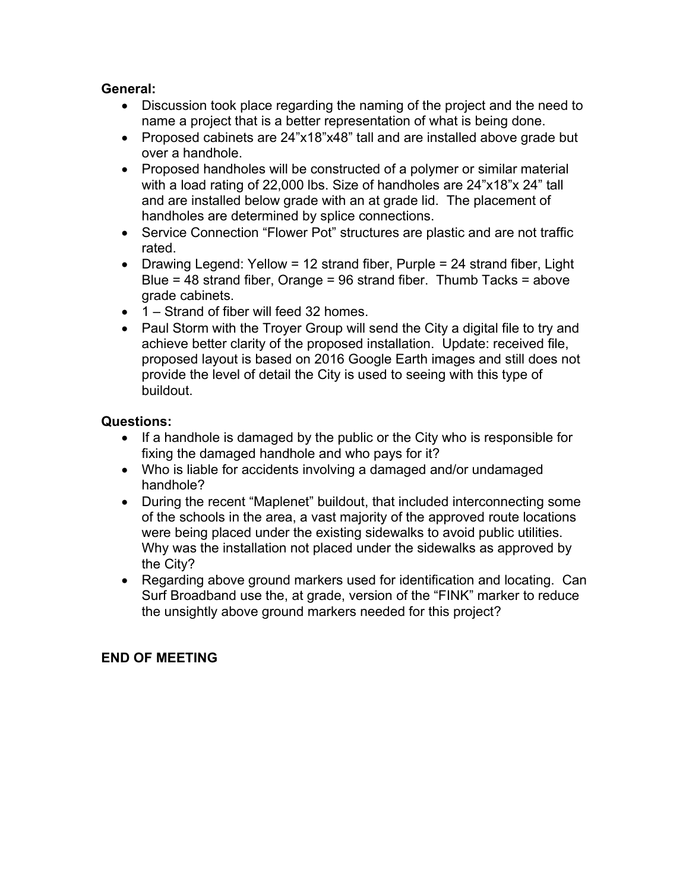**General:**

- Discussion took place regarding the naming of the project and the need to name a project that is a better representation of what is being done.
- Proposed cabinets are 24”x18”x48” tall and are installed above grade but over a handhole.
- Proposed handholes will be constructed of a polymer or similar material with a load rating of 22,000 lbs. Size of handholes are 24”x18”x 24” tall and are installed below grade with an at grade lid. The placement of handholes are determined by splice connections.
- Service Connection “Flower Pot” structures are plastic and are not traffic rated.
- Drawing Legend: Yellow = 12 strand fiber, Purple = 24 strand fiber, Light Blue = 48 strand fiber, Orange = 96 strand fiber. Thumb Tacks = above grade cabinets.
- 1 – Strand of fiber will feed 32 homes.
- Paul Storm with the Troyer Group will send the City a digital file to try and achieve better clarity of the proposed installation. Update: received file, proposed layout is based on 2016 Google Earth images and still does not provide the level of detail the City is used to seeing with this type of buildout.

**Questions:**

- If a handhole is damaged by the public or the City who is responsible for fixing the damaged handhole and who pays for it?
- Who is liable for accidents involving a damaged and/or undamaged handhole?
- During the recent “Maplenet” buildout, that included interconnecting some of the schools in the area, a vast majority of the approved route locations were being placed under the existing sidewalks to avoid public utilities. Why was the installation not placed under the sidewalks as approved by the City?
- Regarding above ground markers used for identification and locating. Can Surf Broadband use the, at grade, version of the “FINK” marker to reduce the unsightly above ground markers needed for this project?

**END OF MEETING**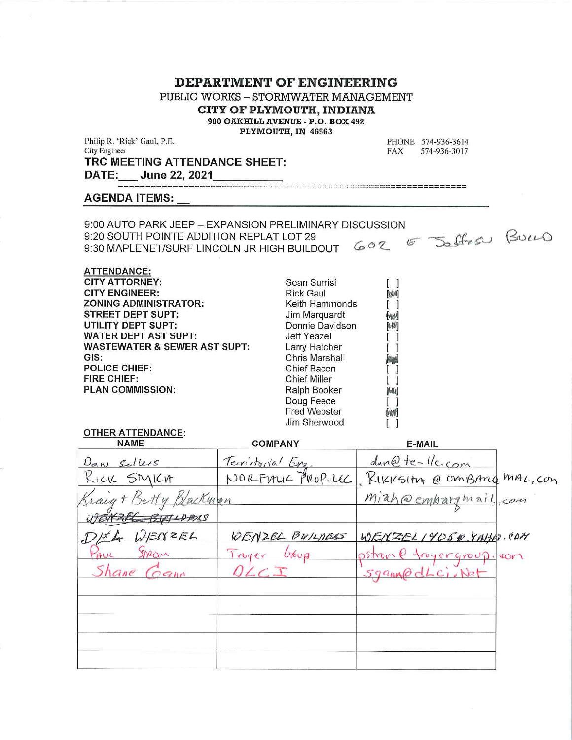# DEPARTMENT OF ENGINEERING

PUBLIC WORKS – STORMWATER MANAGEMENT

**CITY OF PLYMOUTH, INDIANA**

**900 OAKHILL AVENUE - P.O. BOX 492**

**PLYMOUTH, IN 46563**

Philip R. 'Rick' Gaul, P.E.
City Engineer

PHONE 574-936-3614
FAX 574-936-3017

**TRC MEETING ATTENDANCE SHEET:**

**DATE:___ June 22, 2021___________**

**AGENDA ITEMS: __**

9:00 AUTO PARK JEEP – EXPANSION PRELIMINARY DISCUSSION
9:20 SOUTH POINTE ADDITION REPLAT LOT 29
9:30 MAPLENET/SURF LINCOLN JR HIGH BUILDOUT 602 E Jefferson Build

**ATTENDANCE:**

| | | |
|---|---|---|
| CITY ATTORNEY: | Sean Surrisi | [ ] |
| CITY ENGINEER: | Rick Gaul | [RPG] |
| ZONING ADMINISTRATOR: | Keith Hammonds | [ ] |
| STREET DEPT SUPT: | Jim Marquardt | [JWM] |
| UTILITY DEPT SUPT: | Donnie Davidson | [DDD] |
| WATER DEPT AST SUPT: | Jeff Yeazel | [ ] |
| WASTEWATER & SEWER AST SUPT: | Larry Hatcher | [ ] |
| GIS: | Chris Marshall | [CM] |
| POLICE CHIEF: | Chief Bacon | [ ] |
| FIRE CHIEF: | Chief Miller | [ ] |
| PLAN COMMISSION: | Ralph Booker | [RB] |
| | Doug Feece | [ ] |
| | Fred Webster | [FW] |
| | Jim Sherwood | [ ] |

**OTHER ATTENDANCE:**

| NAME | COMPANY | E-MAIL |
|---|---|---|
| Dan Sellers | Territorial Eng. | dan@te-llc.com |
| Rick Smith | Norfolk Prop. LLC | Rikksith@embarqmail.com |
| Kraig + Betty Blackman | | miah@embarqmail.com |
| ~~WENZEL BUILDERS~~ | | |
| DEL WENZEL | WENZEL BUILDERS | WENZEL1905@YAHOO.COM |
| Paul Strom | Troyer Group | pstrom@troyergroup.com |
| Shane Gann | DLCI | sgann@dLci.Net |
| | | |
| | | |
| | | |
| | | |
| | | |